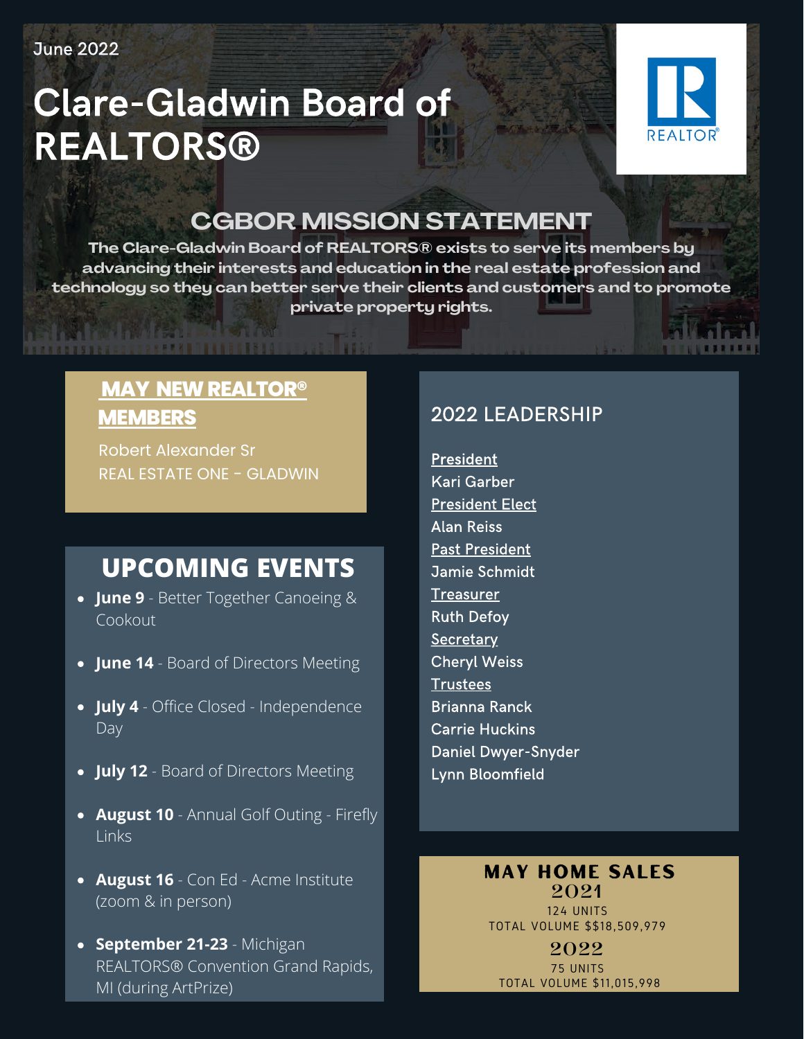June 2022

# Clare-Gladwin Board of REALTORS®

## CGBOR MISSION STATEMENT

**The Clare-Gladwin Board of REALTORS® exists to serve its members by advancing their interests and education in the real estate profession and technology so they can better serve their clients and customers and to promote private property rights.**

## MAY NEW REALTOR® MEMBERS

Robert Alexander Sr
REAL ESTATE ONE - GLADWIN

## UPCOMING EVENTS

- **June 9** - Better Together Canoeing & Cookout
- **June 14** - Board of Directors Meeting
- **July 4** - Office Closed - Independence Day
- **July 12** - Board of Directors Meeting
- **August 10** - Annual Golf Outing - Firefly Links
- **August 16** - Con Ed - Acme Institute (zoom & in person)
- **September 21-23** - Michigan REALTORS® Convention Grand Rapids, MI (during ArtPrize)

## 2022 LEADERSHIP

President
Kari Garber

President Elect
Alan Reiss

Past President
Jamie Schmidt

Treasurer
Ruth Defoy

Secretary
Cheryl Weiss

Trustees
Brianna Ranck
Carrie Huckins
Daniel Dwyer-Snyder
Lynn Bloomfield

## MAY HOME SALES

**2021**
124 UNITS
TOTAL VOLUME $$18,509,979

**2022**
75 UNITS
TOTAL VOLUME $11,015,998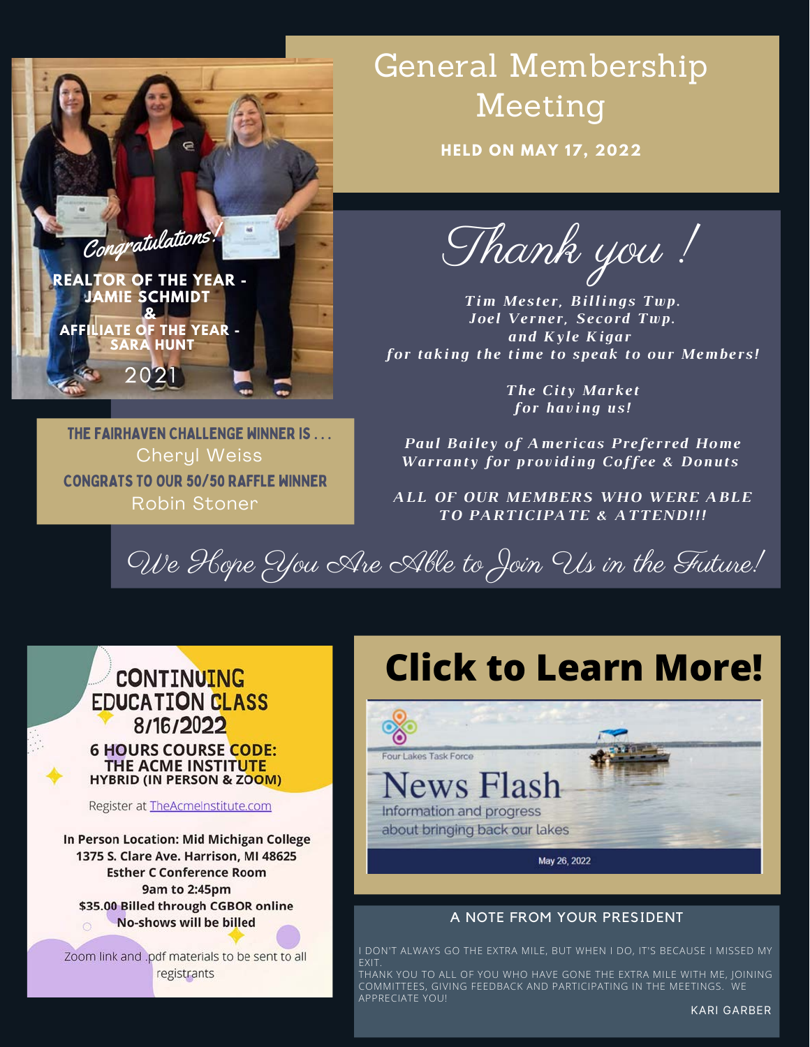# General Membership Meeting

**HELD ON MAY 17, 2022**

*Congratulations!*

**REALTOR OF THE YEAR - JAMIE SCHMIDT**
**&**
**AFFILIATE OF THE YEAR - SARA HUNT**

2021

## Thank you !

*Tim Mester, Billings Twp.*
*Joel Verner, Second Twp.*
*and Kyle Kigar*
*for taking the time to speak to our Members!*

*The City Market*
*for having us!*

*Paul Bailey of Americas Preferred Home Warranty for providing Coffee & Donuts*

*ALL OF OUR MEMBERS WHO WERE ABLE TO PARTICIPATE & ATTEND!!!*

**THE FAIRHAVEN CHALLENGE WINNER IS . . .**
Cheryl Weiss

**CONGRATS TO OUR 50/50 RAFFLE WINNER**
Robin Stoner

*We Hope You Are Able to Join Us in the Future!*

## CONTINUING EDUCATION CLASS 8/16/2022

**6 HOURS COURSE CODE:**
**THE ACME INSTITUTE**
**HYBRID (IN PERSON & ZOOM)**

Register at TheAcmeInstitute.com

**In Person Location: Mid Michigan College**
**1375 S. Clare Ave. Harrison, MI 48625**
**Esther C Conference Room**
**9am to 2:45pm**
**$35.00 Billed through CGBOR online**
**No-shows will be billed**

Zoom link and .pdf materials to be sent to all registrants

## Click to Learn More!

Four Lakes Task Force

News Flash

Information and progress about bringing back our lakes

May 26, 2022

### A NOTE FROM YOUR PRESIDENT

I DON'T ALWAYS GO THE EXTRA MILE, BUT WHEN I DO, IT'S BECAUSE I MISSED MY EXIT.
THANK YOU TO ALL OF YOU WHO HAVE GONE THE EXTRA MILE WITH ME, JOINING COMMITTEES, GIVING FEEDBACK AND PARTICIPATING IN THE MEETINGS. WE APPRECIATE YOU!

KARI GARBER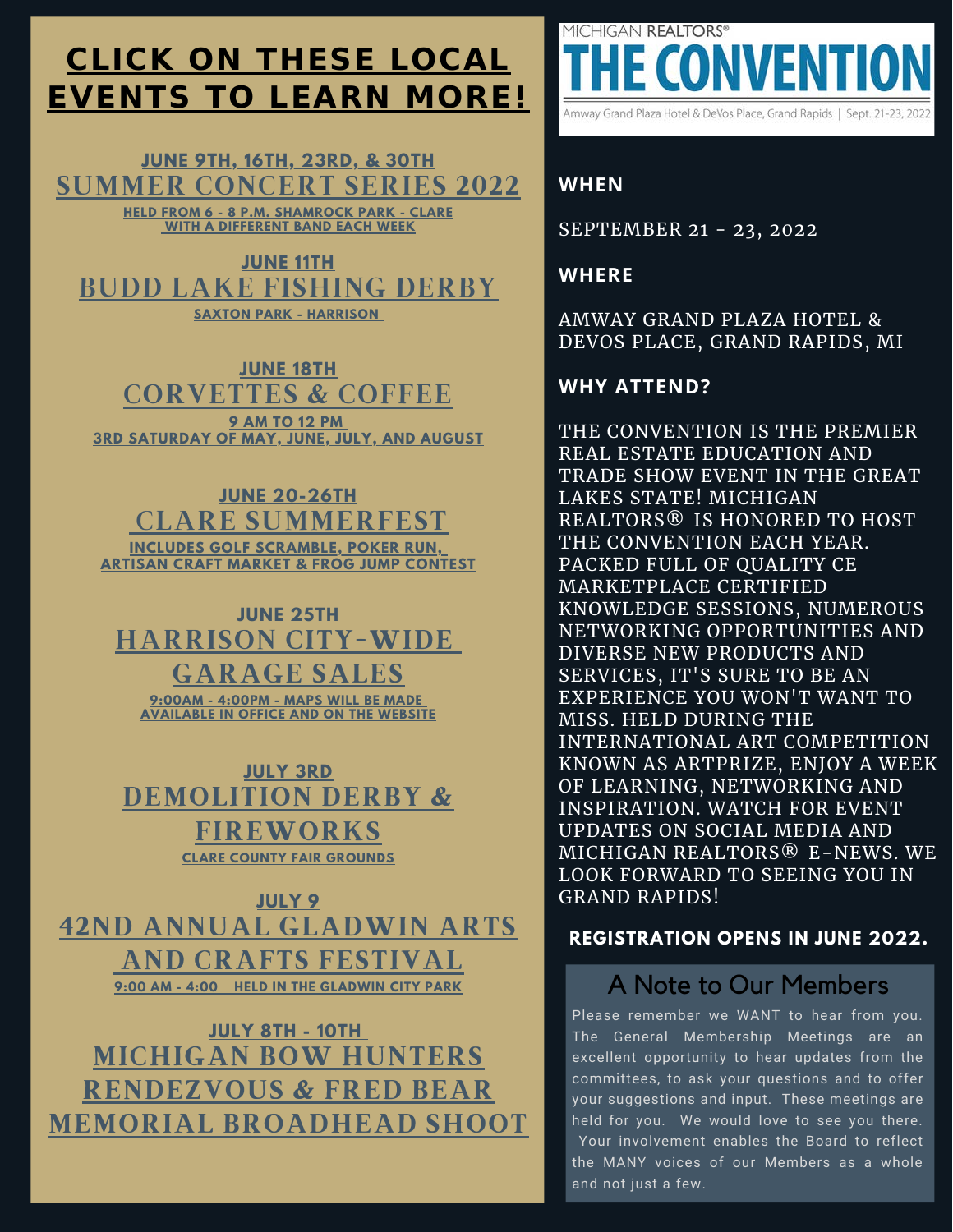# CLICK ON THESE LOCAL EVENTS TO LEARN MORE!

**JUNE 9TH, 16TH, 23RD, & 30TH**

## SUMMER CONCERT SERIES 2022

**HELD FROM 6 - 8 P.M. SHAMROCK PARK - CLARE WITH A DIFFERENT BAND EACH WEEK**

**JUNE 11TH**

## BUDD LAKE FISHING DERBY

**SAXTON PARK - HARRISON**

**JUNE 18TH**

## CORVETTES & COFFEE

**9 AM TO 12 PM**
**3RD SATURDAY OF MAY, JUNE, JULY, AND AUGUST**

**JUNE 20-26TH**

## CLARE SUMMERFEST

**INCLUDES GOLF SCRAMBLE, POKER RUN, ARTISAN CRAFT MARKET & FROG JUMP CONTEST**

**JUNE 25TH**

## HARRISON CITY-WIDE GARAGE SALES

**9:00AM - 4:00PM - MAPS WILL BE MADE AVAILABLE IN OFFICE AND ON THE WEBSITE**

**JULY 3RD**

## DEMOLITION DERBY & FIREWORKS

**CLARE COUNTY FAIR GROUNDS**

**JULY 9**

## 42ND ANNUAL GLADWIN ARTS AND CRAFTS FESTIVAL

**9:00 AM - 4:00 HELD IN THE GLADWIN CITY PARK**

**JULY 8TH - 10TH**

## MICHIGAN BOW HUNTERS RENDEZVOUS & FRED BEAR MEMORIAL BROADHEAD SHOOT

MICHIGAN REALTORS®

# THE CONVENTION

Amway Grand Plaza Hotel & DeVos Place, Grand Rapids | Sept. 21-23, 2022

**WHEN**

SEPTEMBER 21 - 23, 2022

**WHERE**

AMWAY GRAND PLAZA HOTEL & DEVOS PLACE, GRAND RAPIDS, MI

**WHY ATTEND?**

THE CONVENTION IS THE PREMIER REAL ESTATE EDUCATION AND TRADE SHOW EVENT IN THE GREAT LAKES STATE! MICHIGAN REALTORS® IS HONORED TO HOST THE CONVENTION EACH YEAR. PACKED FULL OF QUALITY CE MARKETPLACE CERTIFIED KNOWLEDGE SESSIONS, NUMEROUS NETWORKING OPPORTUNITIES AND DIVERSE NEW PRODUCTS AND SERVICES, IT'S SURE TO BE AN EXPERIENCE YOU WON''T WANT TO MISS. HELD DURING THE INTERNATIONAL ART COMPETITION KNOWN AS ARTPRIZE, ENJOY A WEEK OF LEARNING, NETWORKING AND INSPIRATION. WATCH FOR EVENT UPDATES ON SOCIAL MEDIA AND MICHIGAN REALTORS® E-NEWS. WE LOOK FORWARD TO SEEING YOU IN GRAND RAPIDS!

**REGISTRATION OPENS IN JUNE 2022.**

## A Note to Our Members

Please remember we WANT to hear from you. The General Membership Meetings are an excellent opportunity to hear updates from the committees, to ask your questions and to offer your suggestions and input. These meetings are held for you. We would love to see you there. Your involvement enables the Board to reflect the MANY voices of our Members as a whole and not just a few.